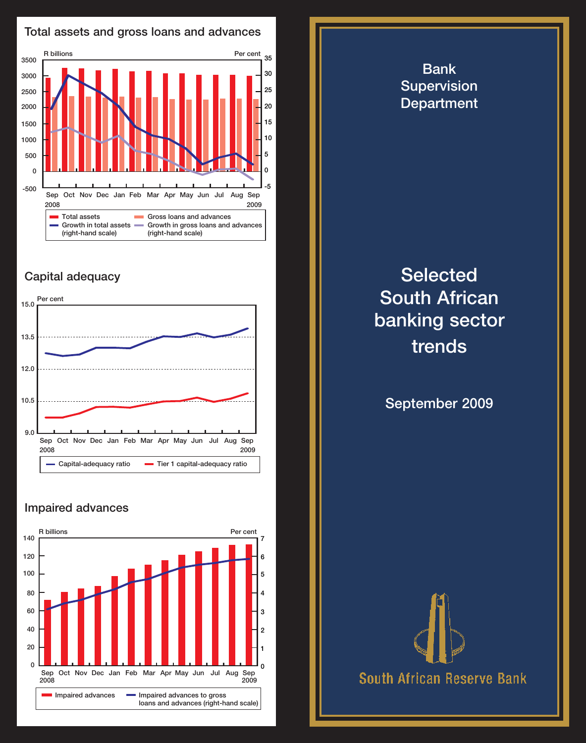## Total assets and gross loans and advances

R billions / Per cent

Sep 2008 – Sep 2009

- Total assets
- Gross loans and advances
- Growth in total assets (right-hand scale)
- Growth in gross loans and advances (right-hand scale)

## Capital adequacy

Per cent

Sep 2008 – Sep 2009

- Capital-adequacy ratio
- Tier 1 capital-adequacy ratio

## Impaired advances

R billions / Per cent

Sep 2008 – Sep 2009

- Impaired advances
- Impaired advances to gross loans and advances (right-hand scale)

# Bank Supervision Department

# Selected South African banking sector trends

## September 2009

South African Reserve Bank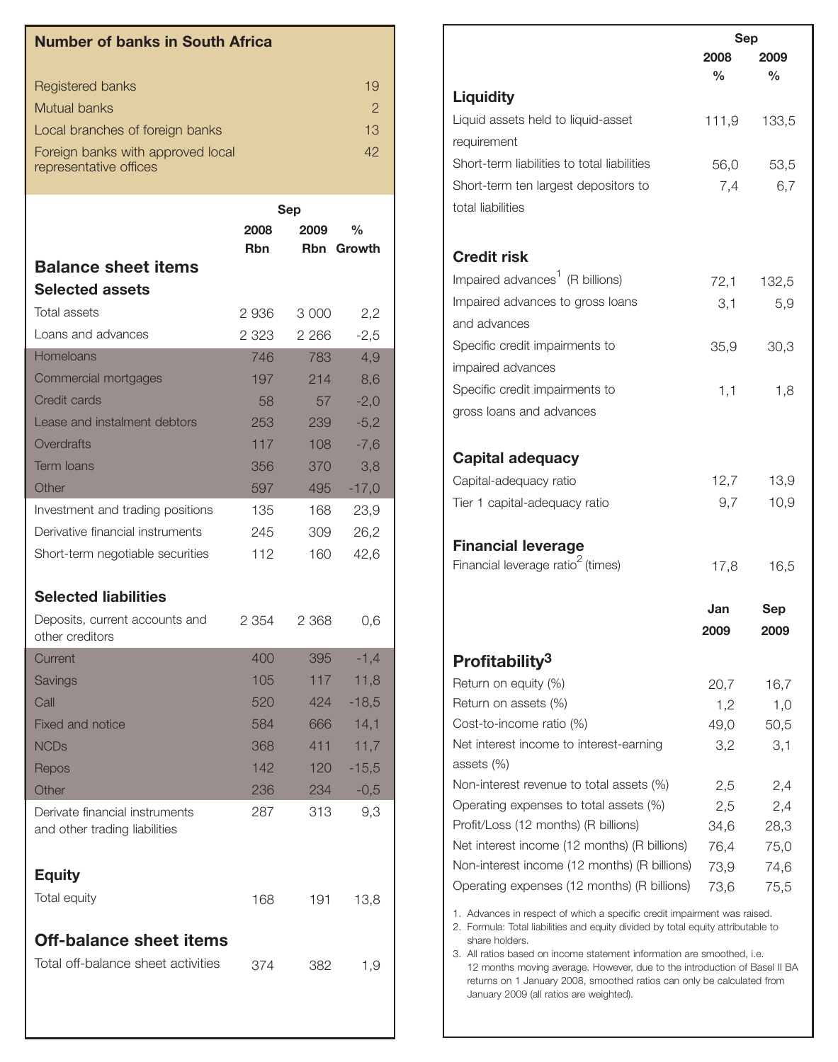## Number of banks in South Africa

| | |
|---|---|
| Registered banks | 19 |
| Mutual banks | 2 |
| Local branches of foreign banks | 13 |
| Foreign banks with approved local representative offices | 42 |

| | Sep | | |
|---|---|---|---|
| | 2008 Rbn | 2009 Rbn | % Growth |
| **Balance sheet items** | | | |
| **Selected assets** | | | |
| Total assets | 2 936 | 3 000 | 2,2 |
| Loans and advances | 2 323 | 2 266 | -2,5 |
| Homeloans | 746 | 783 | 4,9 |
| Commercial mortgages | 197 | 214 | 8,6 |
| Credit cards | 58 | 57 | -2,0 |
| Lease and instalment debtors | 253 | 239 | -5,2 |
| Overdrafts | 117 | 108 | -7,6 |
| Term loans | 356 | 370 | 3,8 |
| Other | 597 | 495 | -17,0 |
| Investment and trading positions | 135 | 168 | 23,9 |
| Derivative financial instruments | 245 | 309 | 26,2 |
| Short-term negotiable securities | 112 | 160 | 42,6 |
| **Selected liabilities** | | | |
| Deposits, current accounts and other creditors | 2 354 | 2 368 | 0,6 |
| Current | 400 | 395 | -1,4 |
| Savings | 105 | 117 | 11,8 |
| Call | 520 | 424 | -18,5 |
| Fixed and notice | 584 | 666 | 14,1 |
| NCDs | 368 | 411 | 11,7 |
| Repos | 142 | 120 | -15,5 |
| Other | 236 | 234 | -0,5 |
| Derivate financial instruments and other trading liabilities | 287 | 313 | 9,3 |
| **Equity** | | | |
| Total equity | 168 | 191 | 13,8 |
| **Off-balance sheet items** | | | |
| Total off-balance sheet activities | 374 | 382 | 1,9 |

| | Sep | |
|---|---|---|
| | 2008 % | 2009 % |
| **Liquidity** | | |
| Liquid assets held to liquid-asset requirement | 111,9 | 133,5 |
| Short-term liabilities to total liabilities | 56,0 | 53,5 |
| Short-term ten largest depositors to total liabilities | 7,4 | 6,7 |
| **Credit risk** | | |
| Impaired advances[1] (R billions) | 72,1 | 132,5 |
| Impaired advances to gross loans and advances | 3,1 | 5,9 |
| Specific credit impairments to impaired advances | 35,9 | 30,3 |
| Specific credit impairments to gross loans and advances | 1,1 | 1,8 |
| **Capital adequacy** | | |
| Capital-adequacy ratio | 12,7 | 13,9 |
| Tier 1 capital-adequacy ratio | 9,7 | 10,9 |
| **Financial leverage** | | |
| Financial leverage ratio[2] (times) | 17,8 | 16,5 |

| | Jan 2009 | Sep 2009 |
|---|---|---|
| **Profitability[3]** | | |
| Return on equity (%) | 20,7 | 16,7 |
| Return on assets (%) | 1,2 | 1,0 |
| Cost-to-income ratio (%) | 49,0 | 50,5 |
| Net interest income to interest-earning assets (%) | 3,2 | 3,1 |
| Non-interest revenue to total assets (%) | 2,5 | 2,4 |
| Operating expenses to total assets (%) | 2,5 | 2,4 |
| Profit/Loss (12 months) (R billions) | 34,6 | 28,3 |
| Net interest income (12 months) (R billions) | 76,4 | 75,0 |
| Non-interest income (12 months) (R billions) | 73,9 | 74,6 |
| Operating expenses (12 months) (R billions) | 73,6 | 75,5 |

1. Advances in respect of which a specific credit impairment was raised.
2. Formula: Total liabilities and equity divided by total equity attributable to share holders.
3. All ratios based on income statement information are smoothed, i.e. 12 months moving average. However, due to the introduction of Basel II BA returns on 1 January 2008, smoothed ratios can only be calculated from January 2009 (all ratios are weighted).